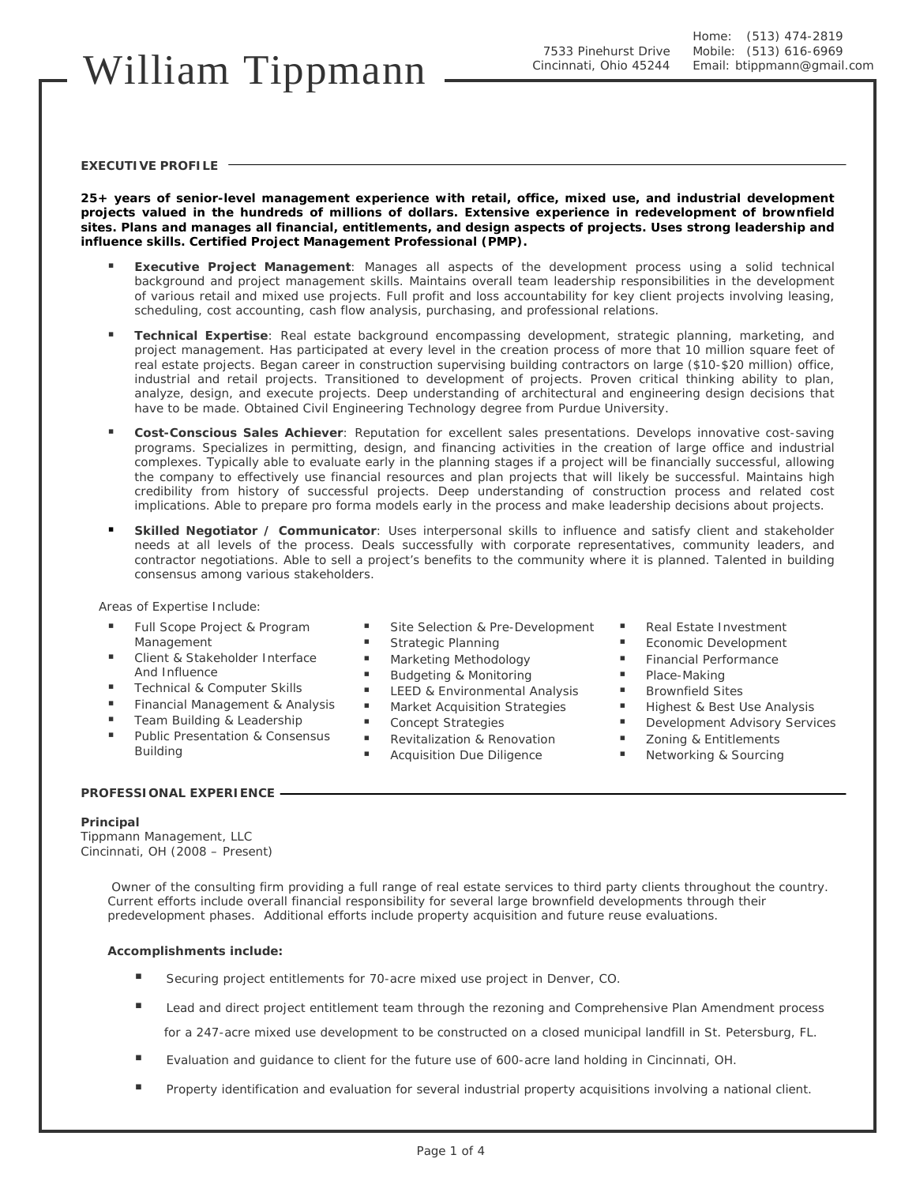# William Tippmann

7533 Pinehurst Drive
Cincinnati, Ohio 45244

Home: (513) 474-2819
Mobile: (513) 616-6969
Email: btippmann@gmail.com

## EXECUTIVE PROFILE

**25+ years of senior-level management experience with retail, office, mixed use, and industrial development projects valued in the hundreds of millions of dollars. Extensive experience in redevelopment of brownfield sites. Plans and manages all financial, entitlements, and design aspects of projects. Uses strong leadership and influence skills. Certified Project Management Professional (PMP).**

- **Executive Project Management**: Manages all aspects of the development process using a solid technical background and project management skills. Maintains overall team leadership responsibilities in the development of various retail and mixed use projects. Full profit and loss accountability for key client projects involving leasing, scheduling, cost accounting, cash flow analysis, purchasing, and professional relations.

- **Technical Expertise**: Real estate background encompassing development, strategic planning, marketing, and project management. Has participated at every level in the creation process of more that 10 million square feet of real estate projects. Began career in construction supervising building contractors on large ($10-$20 million) office, industrial and retail projects. Transitioned to development of projects. Proven critical thinking ability to plan, analyze, design, and execute projects. Deep understanding of architectural and engineering design decisions that have to be made. Obtained Civil Engineering Technology degree from Purdue University.

- **Cost-Conscious Sales Achiever**: Reputation for excellent sales presentations. Develops innovative cost-saving programs. Specializes in permitting, design, and financing activities in the creation of large office and industrial complexes. Typically able to evaluate early in the planning stages if a project will be financially successful, allowing the company to effectively use financial resources and plan projects that will likely be successful. Maintains high credibility from history of successful projects. Deep understanding of construction process and related cost implications. Able to prepare pro forma models early in the process and make leadership decisions about projects.

- **Skilled Negotiator / Communicator**: Uses interpersonal skills to influence and satisfy client and stakeholder needs at all levels of the process. Deals successfully with corporate representatives, community leaders, and contractor negotiations. Able to sell a project's benefits to the community where it is planned. Talented in building consensus among various stakeholders.

Areas of Expertise Include:

- Full Scope Project & Program Management
- Client & Stakeholder Interface And Influence
- Technical & Computer Skills
- Financial Management & Analysis
- Team Building & Leadership
- Public Presentation & Consensus Building
- Site Selection & Pre-Development
- Strategic Planning
- Marketing Methodology
- Budgeting & Monitoring
- LEED & Environmental Analysis
- Market Acquisition Strategies
- Concept Strategies
- Revitalization & Renovation
- Acquisition Due Diligence
- Real Estate Investment
- Economic Development
- Financial Performance
- Place-Making
- Brownfield Sites
- Highest & Best Use Analysis
- Development Advisory Services
- Zoning & Entitlements
- Networking & Sourcing

## PROFESSIONAL EXPERIENCE

**Principal**
Tippmann Management, LLC
Cincinnati, OH (2008 – Present)

Owner of the consulting firm providing a full range of real estate services to third party clients throughout the country. Current efforts include overall financial responsibility for several large brownfield developments through their predevelopment phases. Additional efforts include property acquisition and future reuse evaluations.

**Accomplishments include:**

- Securing project entitlements for 70-acre mixed use project in Denver, CO.
- Lead and direct project entitlement team through the rezoning and Comprehensive Plan Amendment process for a 247-acre mixed use development to be constructed on a closed municipal landfill in St. Petersburg, FL.
- Evaluation and guidance to client for the future use of 600-acre land holding in Cincinnati, OH.
- Property identification and evaluation for several industrial property acquisitions involving a national client.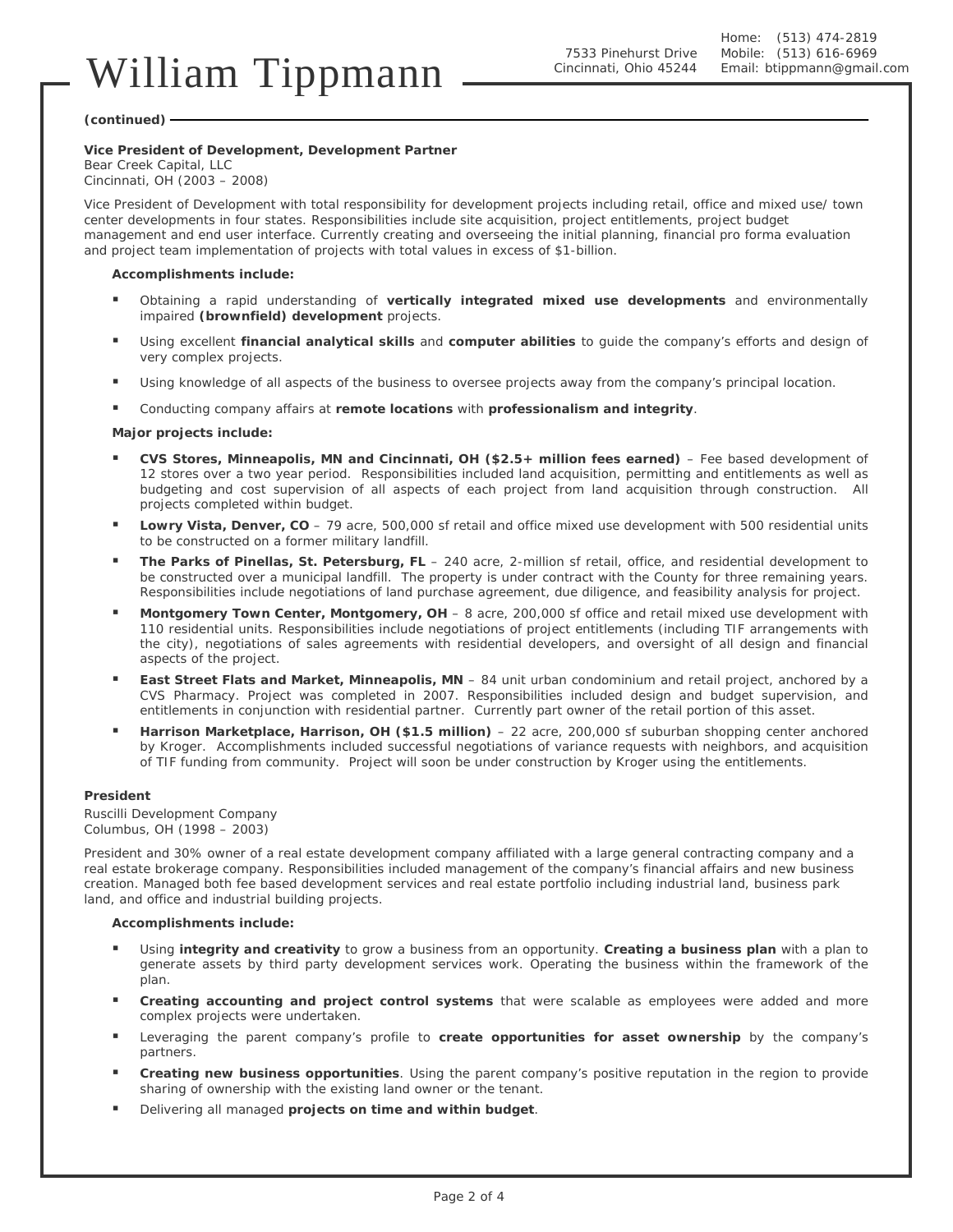**(continued)**

### Vice President of Development, Development Partner

Bear Creek Capital, LLC
Cincinnati, OH (2003 – 2008)

Vice President of Development with total responsibility for development projects including retail, office and mixed use/ town center developments in four states. Responsibilities include site acquisition, project entitlements, project budget management and end user interface. Currently creating and overseeing the initial planning, financial pro forma evaluation and project team implementation of projects with total values in excess of $1-billion.

**Accomplishments include:**

- Obtaining a rapid understanding of **vertically integrated mixed use developments** and environmentally impaired **(brownfield) development** projects.
- Using excellent **financial analytical skills** and **computer abilities** to guide the company's efforts and design of very complex projects.
- Using knowledge of all aspects of the business to oversee projects away from the company's principal location.
- Conducting company affairs at **remote locations** with **professionalism and integrity**.

**Major projects include:**

- **CVS Stores, Minneapolis, MN and Cincinnati, OH ($2.5+ million fees earned)** – Fee based development of 12 stores over a two year period. Responsibilities included land acquisition, permitting and entitlements as well as budgeting and cost supervision of all aspects of each project from land acquisition through construction. All projects completed within budget.
- **Lowry Vista, Denver, CO** – 79 acre, 500,000 sf retail and office mixed use development with 500 residential units to be constructed on a former military landfill.
- **The Parks of Pinellas, St. Petersburg, FL** – 240 acre, 2-million sf retail, office, and residential development to be constructed over a municipal landfill. The property is under contract with the County for three remaining years. Responsibilities include negotiations of land purchase agreement, due diligence, and feasibility analysis for project.
- **Montgomery Town Center, Montgomery, OH** – 8 acre, 200,000 sf office and retail mixed use development with 110 residential units. Responsibilities include negotiations of project entitlements (including TIF arrangements with the city), negotiations of sales agreements with residential developers, and oversight of all design and financial aspects of the project.
- **East Street Flats and Market, Minneapolis, MN** – 84 unit urban condominium and retail project, anchored by a CVS Pharmacy. Project was completed in 2007. Responsibilities included design and budget supervision, and entitlements in conjunction with residential partner. Currently part owner of the retail portion of this asset.
- **Harrison Marketplace, Harrison, OH ($1.5 million)** – 22 acre, 200,000 sf suburban shopping center anchored by Kroger. Accomplishments included successful negotiations of variance requests with neighbors, and acquisition of TIF funding from community. Project will soon be under construction by Kroger using the entitlements.

### President

Ruscilli Development Company
Columbus, OH (1998 – 2003)

President and 30% owner of a real estate development company affiliated with a large general contracting company and a real estate brokerage company. Responsibilities included management of the company's financial affairs and new business creation. Managed both fee based development services and real estate portfolio including industrial land, business park land, and office and industrial building projects.

**Accomplishments include:**

- Using **integrity and creativity** to grow a business from an opportunity. **Creating a business plan** with a plan to generate assets by third party development services work. Operating the business within the framework of the plan.
- **Creating accounting and project control systems** that were scalable as employees were added and more complex projects were undertaken.
- Leveraging the parent company's profile to **create opportunities for asset ownership** by the company's partners.
- **Creating new business opportunities**. Using the parent company's positive reputation in the region to provide sharing of ownership with the existing land owner or the tenant.
- Delivering all managed **projects on time and within budget**.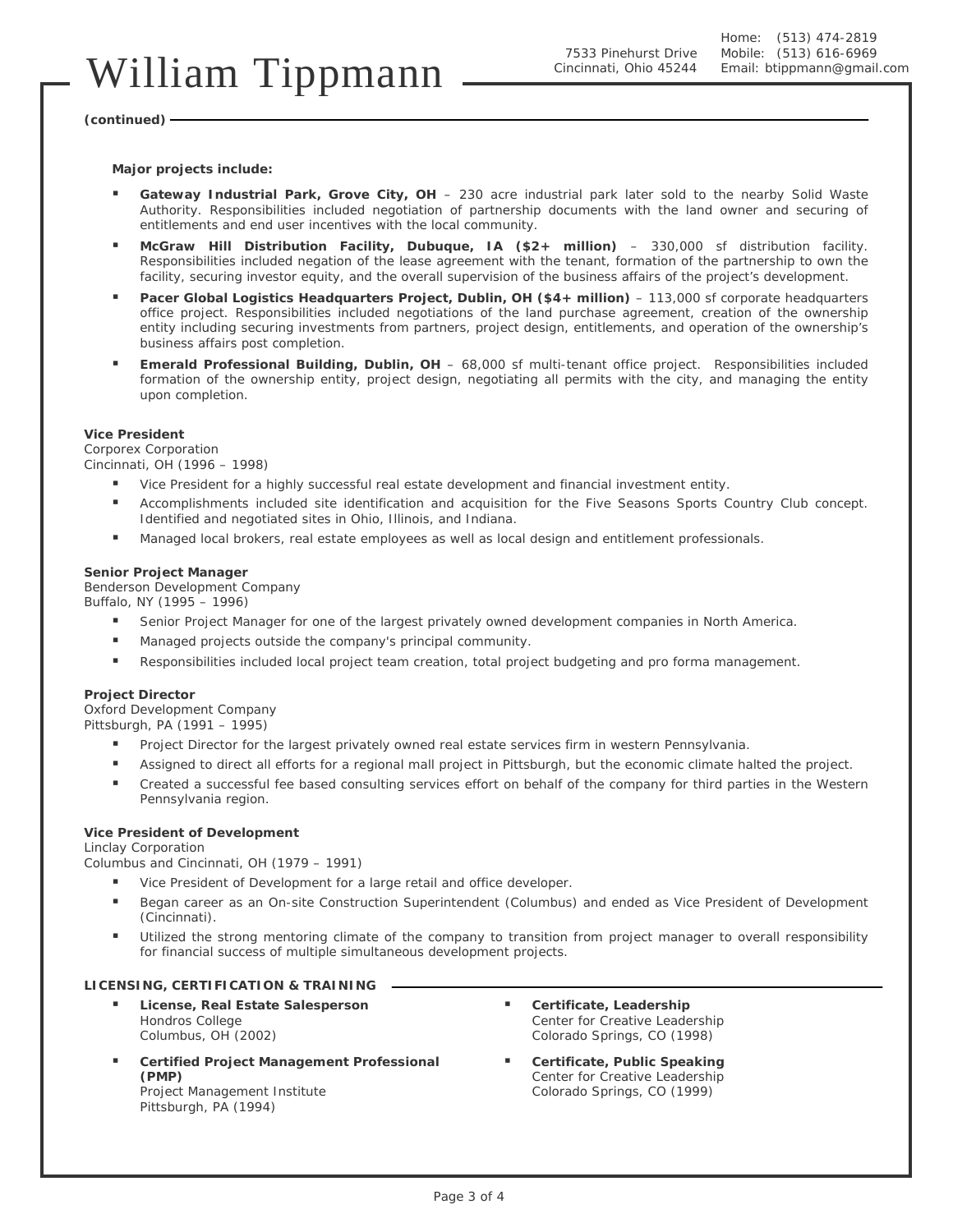**(continued)**

**Major projects include:**

- **Gateway Industrial Park, Grove City, OH** – 230 acre industrial park later sold to the nearby Solid Waste Authority. Responsibilities included negotiation of partnership documents with the land owner and securing of entitlements and end user incentives with the local community.
- **McGraw Hill Distribution Facility, Dubuque, IA ($2+ million)** – 330,000 sf distribution facility. Responsibilities included negation of the lease agreement with the tenant, formation of the partnership to own the facility, securing investor equity, and the overall supervision of the business affairs of the project's development.
- **Pacer Global Logistics Headquarters Project, Dublin, OH ($4+ million)** – 113,000 sf corporate headquarters office project. Responsibilities included negotiations of the land purchase agreement, creation of the ownership entity including securing investments from partners, project design, entitlements, and operation of the ownership's business affairs post completion.
- **Emerald Professional Building, Dublin, OH** – 68,000 sf multi-tenant office project. Responsibilities included formation of the ownership entity, project design, negotiating all permits with the city, and managing the entity upon completion.

**Vice President**
Corporex Corporation
Cincinnati, OH (1996 – 1998)

- Vice President for a highly successful real estate development and financial investment entity.
- Accomplishments included site identification and acquisition for the Five Seasons Sports Country Club concept. Identified and negotiated sites in Ohio, Illinois, and Indiana.
- Managed local brokers, real estate employees as well as local design and entitlement professionals.

**Senior Project Manager**
Benderson Development Company
Buffalo, NY (1995 – 1996)

- Senior Project Manager for one of the largest privately owned development companies in North America.
- Managed projects outside the company's principal community.
- Responsibilities included local project team creation, total project budgeting and pro forma management.

**Project Director**
Oxford Development Company
Pittsburgh, PA (1991 – 1995)

- Project Director for the largest privately owned real estate services firm in western Pennsylvania.
- Assigned to direct all efforts for a regional mall project in Pittsburgh, but the economic climate halted the project.
- Created a successful fee based consulting services effort on behalf of the company for third parties in the Western Pennsylvania region.

**Vice President of Development**
Linclay Corporation
Columbus and Cincinnati, OH (1979 – 1991)

- Vice President of Development for a large retail and office developer.
- Began career as an On-site Construction Superintendent (Columbus) and ended as Vice President of Development (Cincinnati).
- Utilized the strong mentoring climate of the company to transition from project manager to overall responsibility for financial success of multiple simultaneous development projects.

## LICENSING, CERTIFICATION & TRAINING

- **License, Real Estate Salesperson**
  Hondros College
  Columbus, OH (2002)
- **Certified Project Management Professional (PMP)**
  Project Management Institute
  Pittsburgh, PA (1994)
- **Certificate, Leadership**
  Center for Creative Leadership
  Colorado Springs, CO (1998)
- **Certificate, Public Speaking**
  Center for Creative Leadership
  Colorado Springs, CO (1999)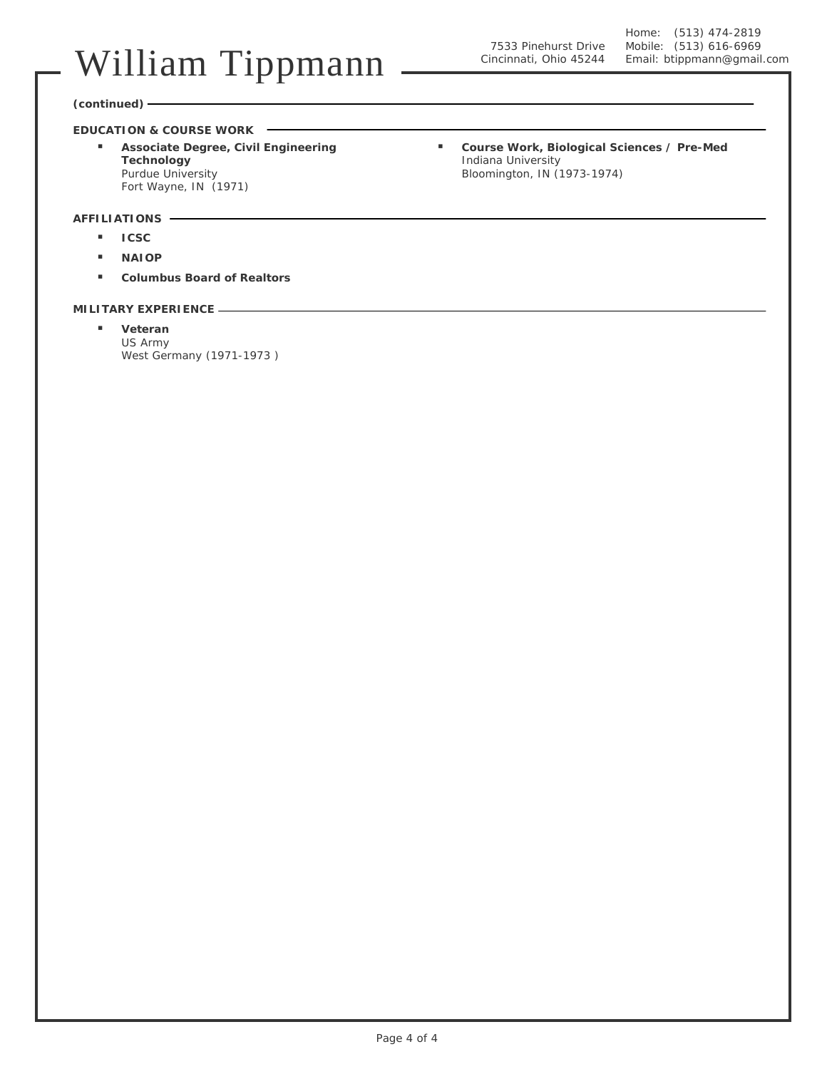# William Tippmann

7533 Pinehurst Drive
Cincinnati, Ohio 45244

Home: (513) 474-2819
Mobile: (513) 616-6969
Email: btippmann@gmail.com

***(continued)***

## EDUCATION & COURSE WORK

- **Associate Degree, Civil Engineering Technology**
  Purdue University
  Fort Wayne, IN (1971)
- **Course Work, Biological Sciences / Pre-Med**
  Indiana University
  Bloomington, IN (1973-1974)

## AFFILIATIONS

- **ICSC**
- **NAIOP**
- **Columbus Board of Realtors**

## MILITARY EXPERIENCE

- **Veteran**
  US Army
  West Germany (1971-1973 )